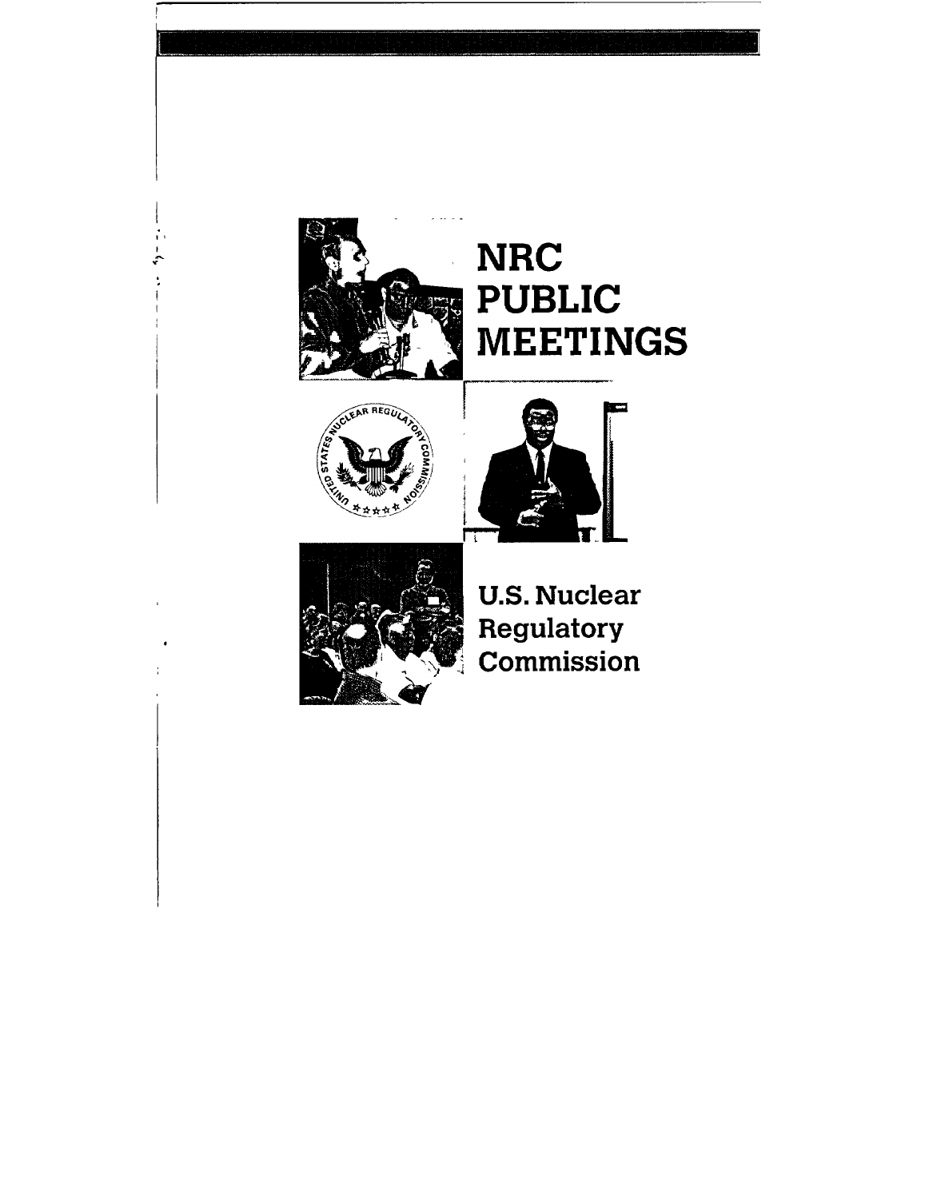# NRC PUBLIC MEETINGS

## U.S. Nuclear Regulatory Commission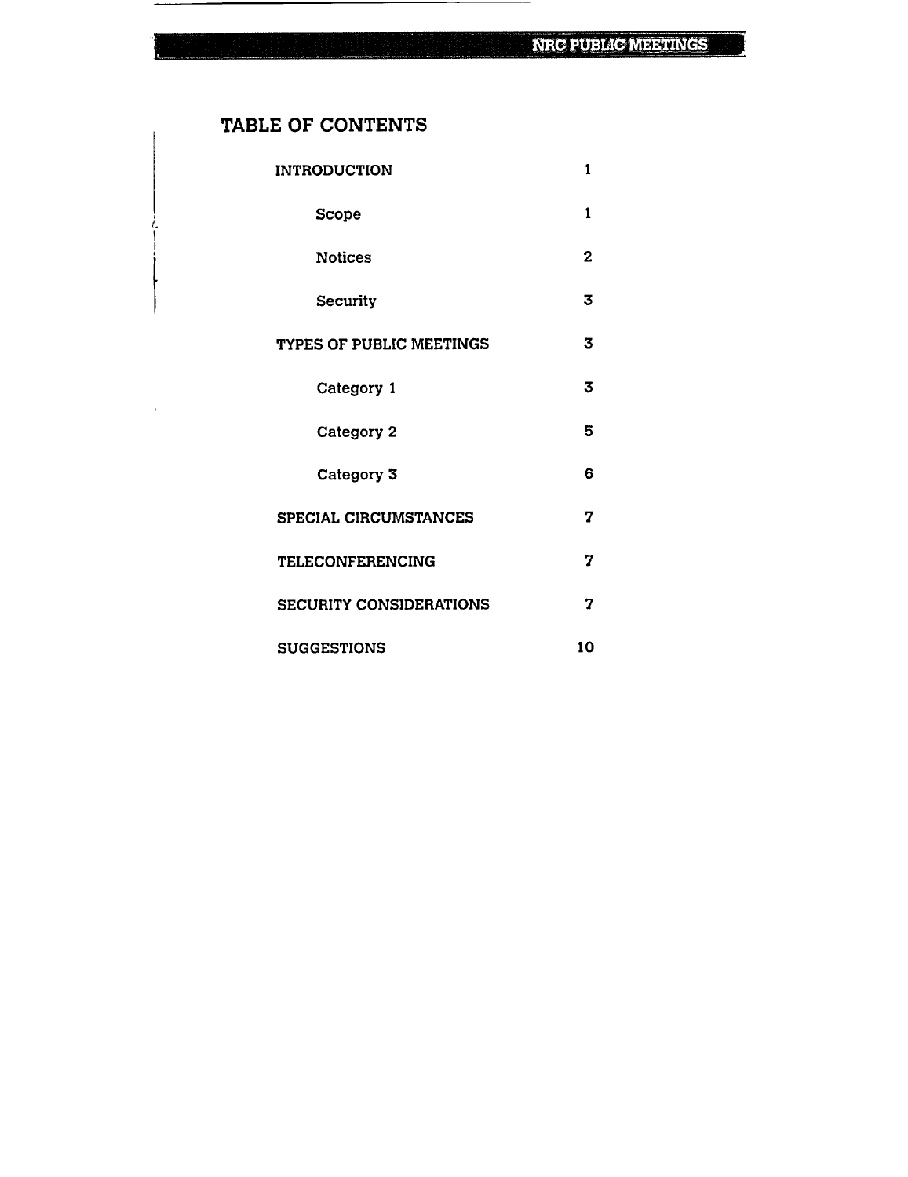# TABLE OF CONTENTS

| | |
|---|---|
| INTRODUCTION | 1 |
| Scope | 1 |
| Notices | 2 |
| Security | 3 |
| TYPES OF PUBLIC MEETINGS | 3 |
| Category 1 | 3 |
| Category 2 | 5 |
| Category 3 | 6 |
| SPECIAL CIRCUMSTANCES | 7 |
| TELECONFERENCING | 7 |
| SECURITY CONSIDERATIONS | 7 |
| SUGGESTIONS | 10 |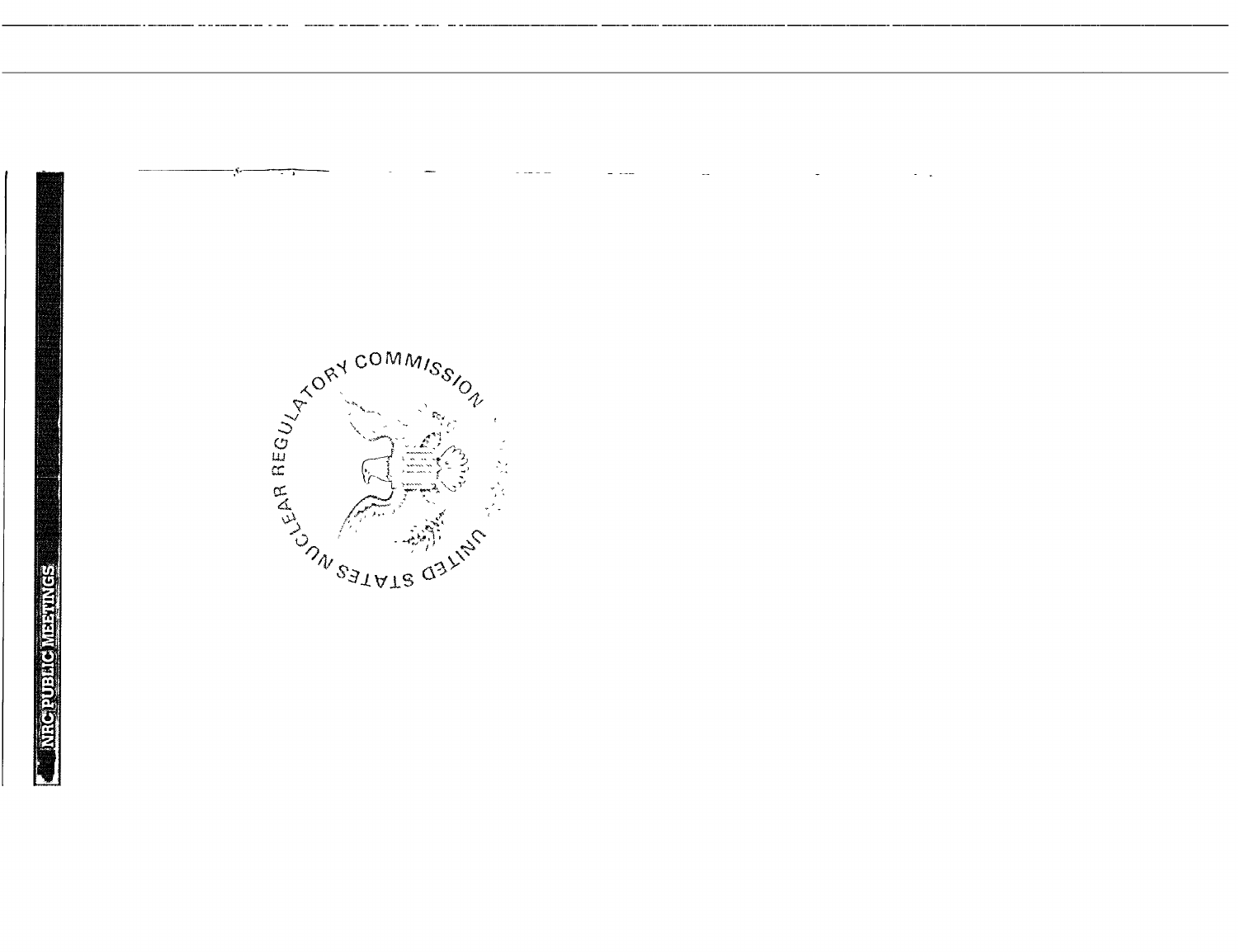NRC PUBLIC MEETINGS

UNITED STATES NUCLEAR REGULATORY COMMISSION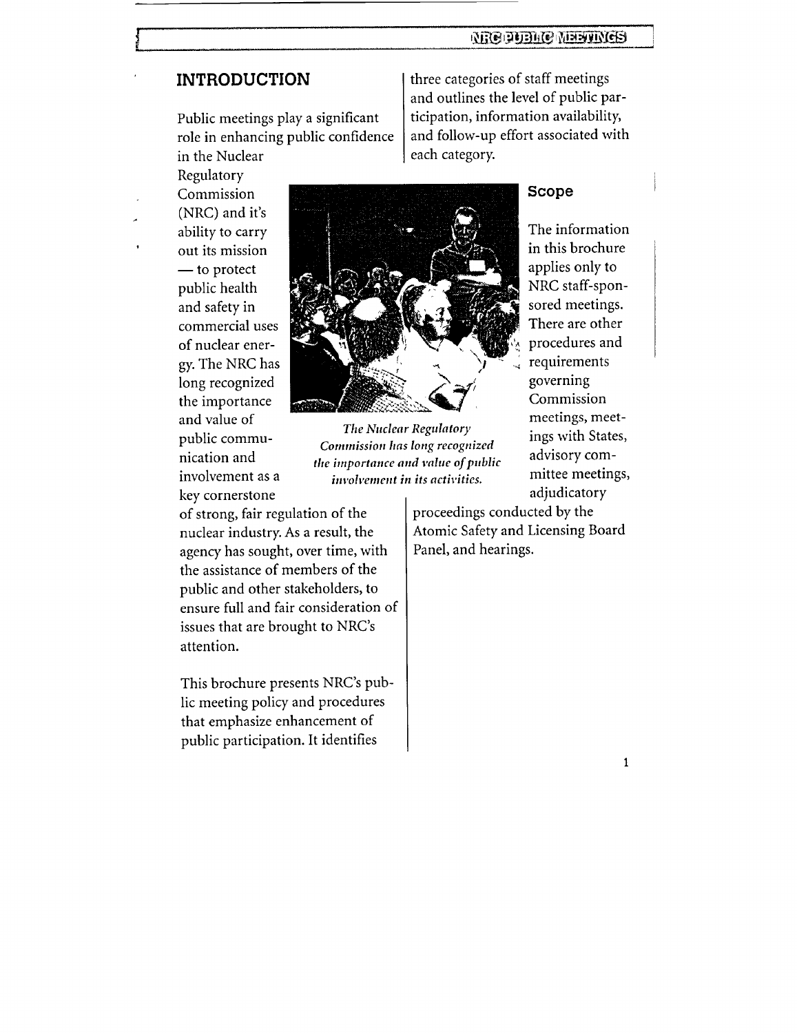## INTRODUCTION

Public meetings play a significant role in enhancing public confidence in the Nuclear Regulatory Commission (NRC) and it's ability to carry out its mission — to protect public health and safety in commercial uses of nuclear energy. The NRC has long recognized the importance and value of public communication and involvement as a key cornerstone of strong, fair regulation of the nuclear industry. As a result, the agency has sought, over time, with the assistance of members of the public and other stakeholders, to ensure full and fair consideration of issues that are brought to NRC's attention.

This brochure presents NRC's public meeting policy and procedures that emphasize enhancement of public participation. It identifies three categories of staff meetings and outlines the level of public participation, information availability, and follow-up effort associated with each category.

*The Nuclear Regulatory Commission has long recognized the importance and value of public involvement in its activities.*

### Scope

The information in this brochure applies only to NRC staff-sponsored meetings. There are other procedures and requirements governing Commission meetings, meetings with States, advisory committee meetings, adjudicatory proceedings conducted by the Atomic Safety and Licensing Board Panel, and hearings.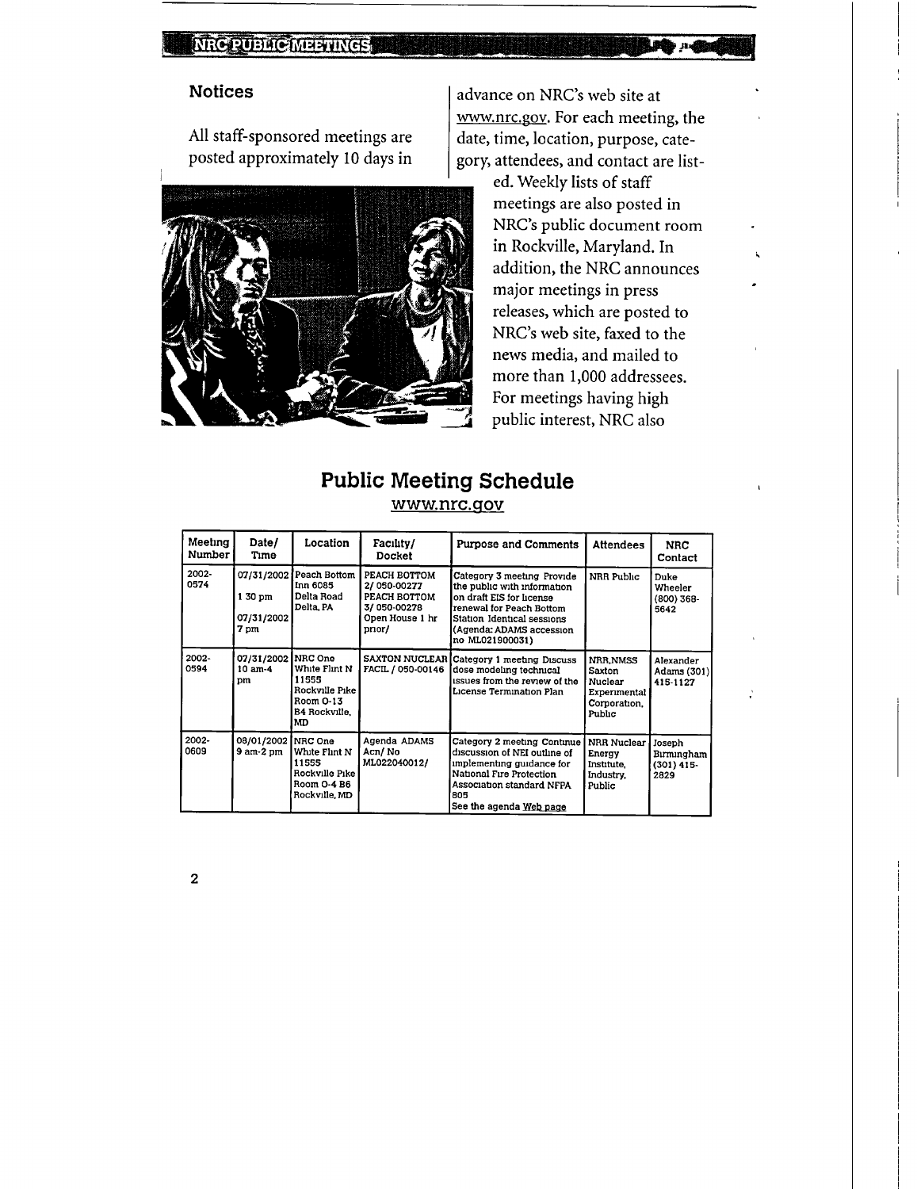## Notices

All staff-sponsored meetings are posted approximately 10 days in advance on NRC's web site at www.nrc.gov. For each meeting, the date, time, location, purpose, category, attendees, and contact are listed. Weekly lists of staff meetings are also posted in NRC's public document room in Rockville, Maryland. In addition, the NRC announces major meetings in press releases, which are posted to NRC's web site, faxed to the news media, and mailed to more than 1,000 addressees. For meetings having high public interest, NRC also

## Public Meeting Schedule

www.nrc.gov

| Meeting Number | Date/ Time | Location | Facility/ Docket | Purpose and Comments | Attendees | NRC Contact |
|---|---|---|---|---|---|---|
| 2002-0574 | 07/31/2002 1 30 pm 07/31/2002 7 pm | Peach Bottom Inn 6085 Delta Road Delta, PA | PEACH BOTTOM 2/ 050-00277 PEACH BOTTOM 3/ 050-00278 Open House 1 hr prior/ | Category 3 meeting Provide the public with information on draft EIS for license renewal for Peach Bottom Station Identical sessions (Agenda: ADAMS accession no ML021900031) | NRR Public | Duke Wheeler (800) 368-5642 |
| 2002-0594 | 07/31/2002 10 am-4 pm | NRC One White Flint N 11555 Rockville Pike Room O-13 B4 Rockville, MD | SAXTON NUCLEAR FACIL / 050-00146 | Category 1 meeting Discuss dose modeling technical issues from the review of the License Termination Plan | NRR,NMSS Saxton Nuclear Experimental Corporation, Public | Alexander Adams (301) 415-1127 |
| 2002-0609 | 08/01/2002 9 am-2 pm | NRC One White Flint N 11555 Rockville Pike Room O-4 B6 Rockville, MD | Agenda ADAMS Acn/ No ML022040012/ | Category 2 meeting Continue discussion of NEI outline of implementing guidance for National Fire Protection Association standard NFPA 805 See the agenda Web page | NRR Nuclear Energy Institute, Industry, Public | Joseph Birmingham (301) 415-2829 |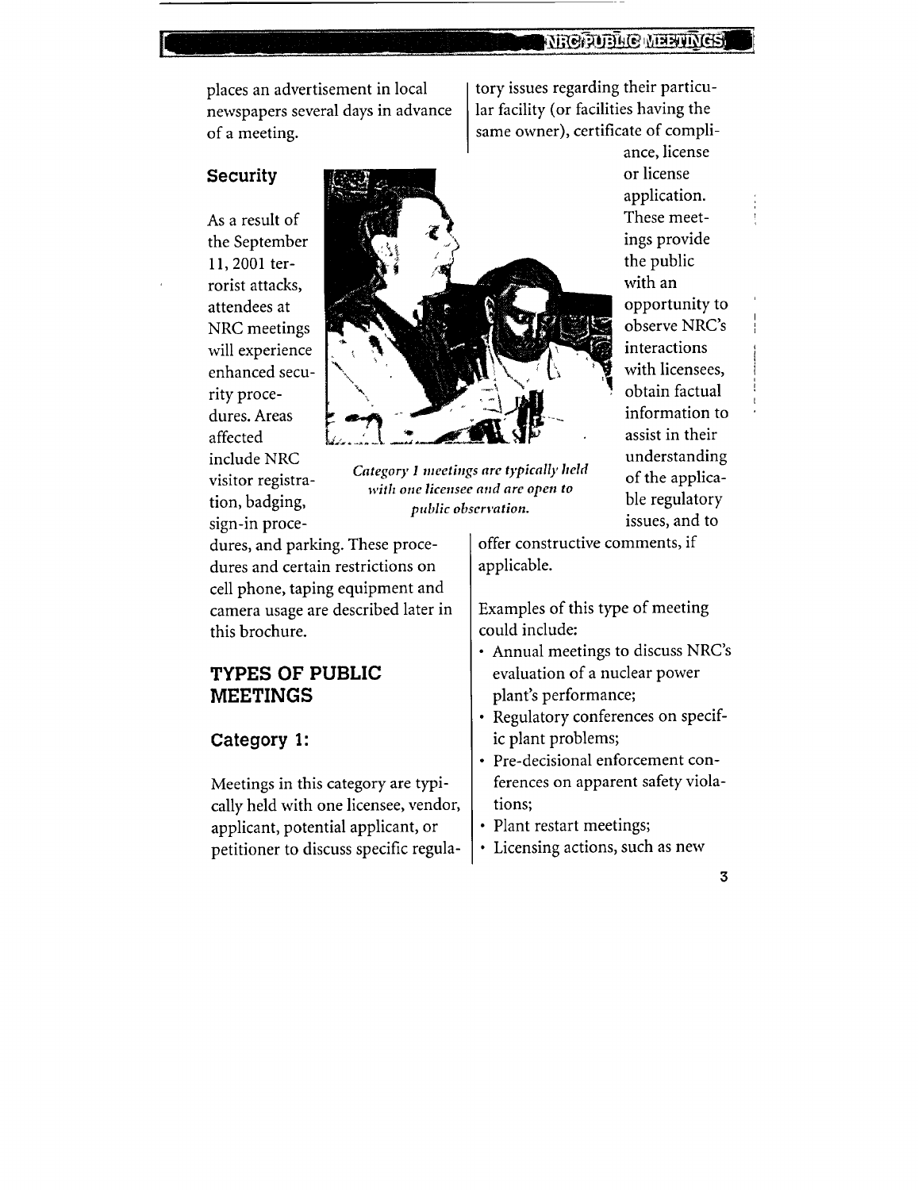places an advertisement in local newspapers several days in advance of a meeting.

### Security

As a result of the September 11, 2001 terrorist attacks, attendees at NRC meetings will experience enhanced security procedures. Areas affected include NRC visitor registration, badging, sign-in procedures, and parking. These procedures and certain restrictions on cell phone, taping equipment and camera usage are described later in this brochure.

## TYPES OF PUBLIC MEETINGS

### Category 1:

Meetings in this category are typically held with one licensee, vendor, applicant, potential applicant, or petitioner to discuss specific regulatory issues regarding their particular facility (or facilities having the same owner), certificate of compliance, license or license application. These meetings provide the public with an opportunity to observe NRC's interactions with licensees, obtain factual information to assist in their understanding of the applicable regulatory issues, and to offer constructive comments, if applicable.

*Category 1 meetings are typically held with one licensee and are open to public observation.*

Examples of this type of meeting could include:

- Annual meetings to discuss NRC's evaluation of a nuclear power plant's performance;
- Regulatory conferences on specific plant problems;
- Pre-decisional enforcement conferences on apparent safety violations;
- Plant restart meetings;
- Licensing actions, such as new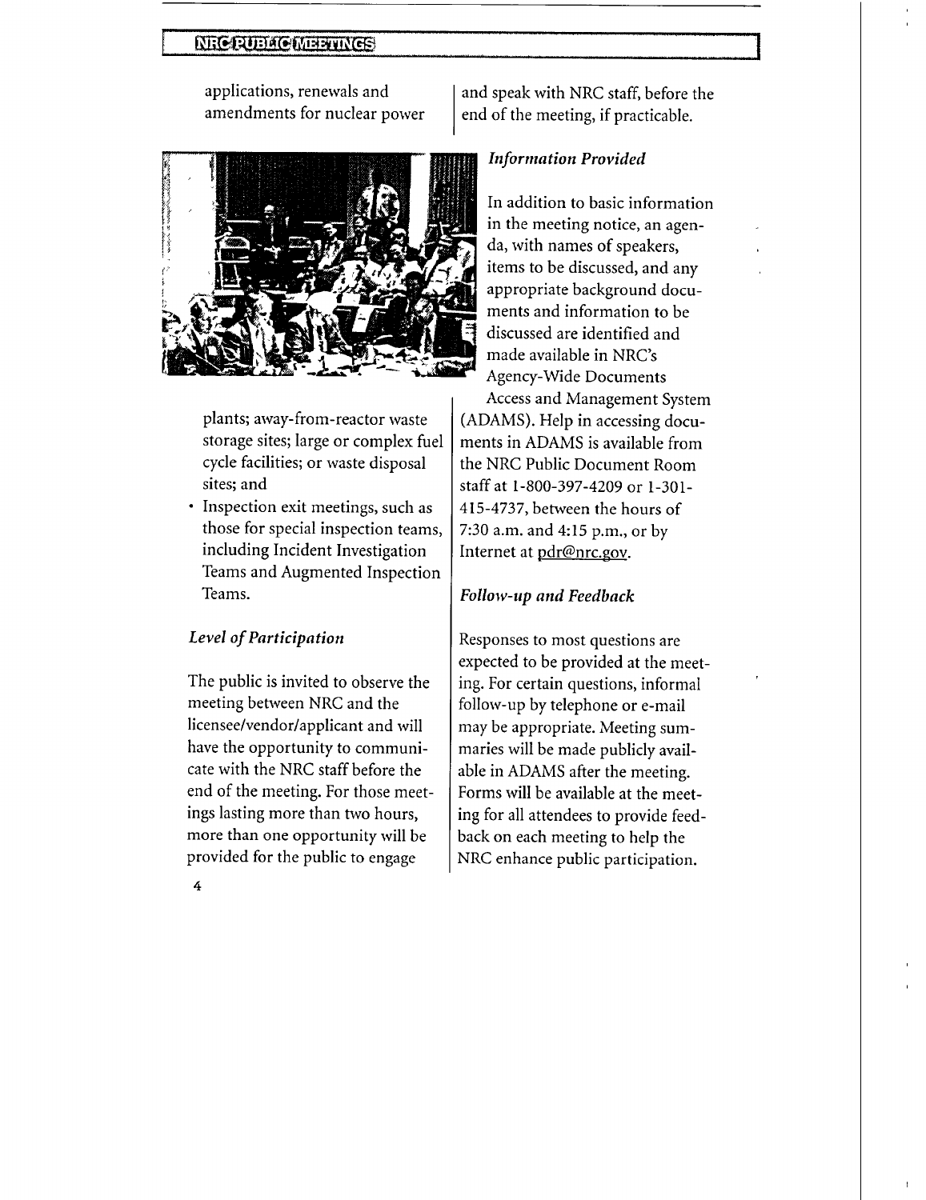applications, renewals and amendments for nuclear power plants; away-from-reactor waste storage sites; large or complex fuel cycle facilities; or waste disposal sites; and

- Inspection exit meetings, such as those for special inspection teams, including Incident Investigation Teams and Augmented Inspection Teams.

### *Level of Participation*

The public is invited to observe the meeting between NRC and the licensee/vendor/applicant and will have the opportunity to communicate with the NRC staff before the end of the meeting. For those meetings lasting more than two hours, more than one opportunity will be provided for the public to engage and speak with NRC staff, before the end of the meeting, if practicable.

### *Information Provided*

In addition to basic information in the meeting notice, an agenda, with names of speakers, items to be discussed, and any appropriate background documents and information to be discussed are identified and made available in NRC's Agency-Wide Documents Access and Management System (ADAMS). Help in accessing documents in ADAMS is available from the NRC Public Document Room staff at 1-800-397-4209 or 1-301-415-4737, between the hours of 7:30 a.m. and 4:15 p.m., or by Internet at pdr@nrc.gov.

### *Follow-up and Feedback*

Responses to most questions are expected to be provided at the meeting. For certain questions, informal follow-up by telephone or e-mail may be appropriate. Meeting summaries will be made publicly available in ADAMS after the meeting. Forms will be available at the meeting for all attendees to provide feedback on each meeting to help the NRC enhance public participation.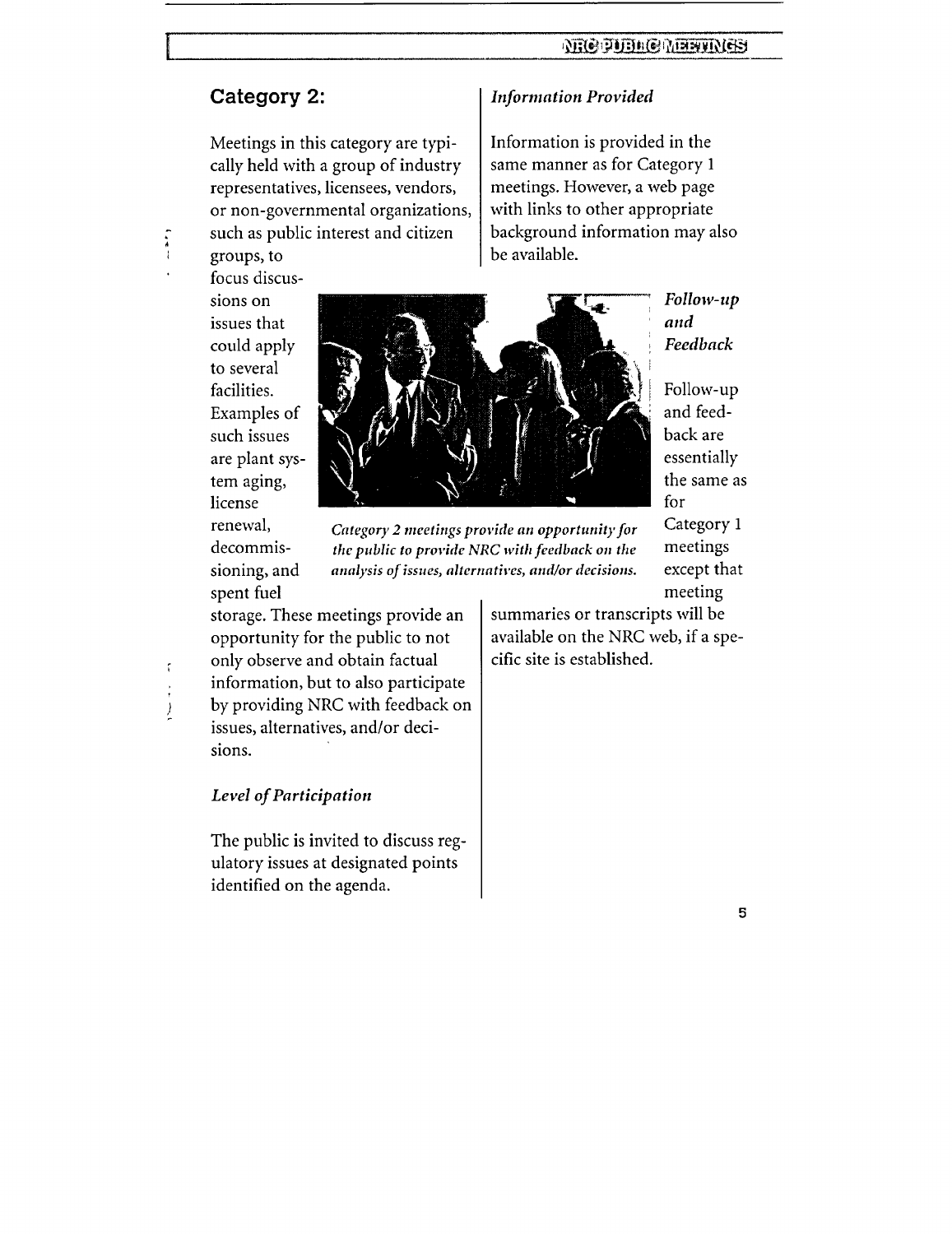## Category 2:

Meetings in this category are typically held with a group of industry representatives, licensees, vendors, or non-governmental organizations, such as public interest and citizen groups, to focus discussions on issues that could apply to several facilities. Examples of such issues are plant system aging, license renewal, decommissioning, and spent fuel storage. These meetings provide an opportunity for the public to not only observe and obtain factual information, but to also participate by providing NRC with feedback on issues, alternatives, and/or decisions.

*Category 2 meetings provide an opportunity for the public to provide NRC with feedback on the analysis of issues, alternatives, and/or decisions.*

### *Level of Participation*

The public is invited to discuss regulatory issues at designated points identified on the agenda.

### *Information Provided*

Information is provided in the same manner as for Category 1 meetings. However, a web page with links to other appropriate background information may also be available.

### *Follow-up and Feedback*

Follow-up and feedback are essentially the same as for Category 1 meetings except that meeting summaries or transcripts will be available on the NRC web, if a specific site is established.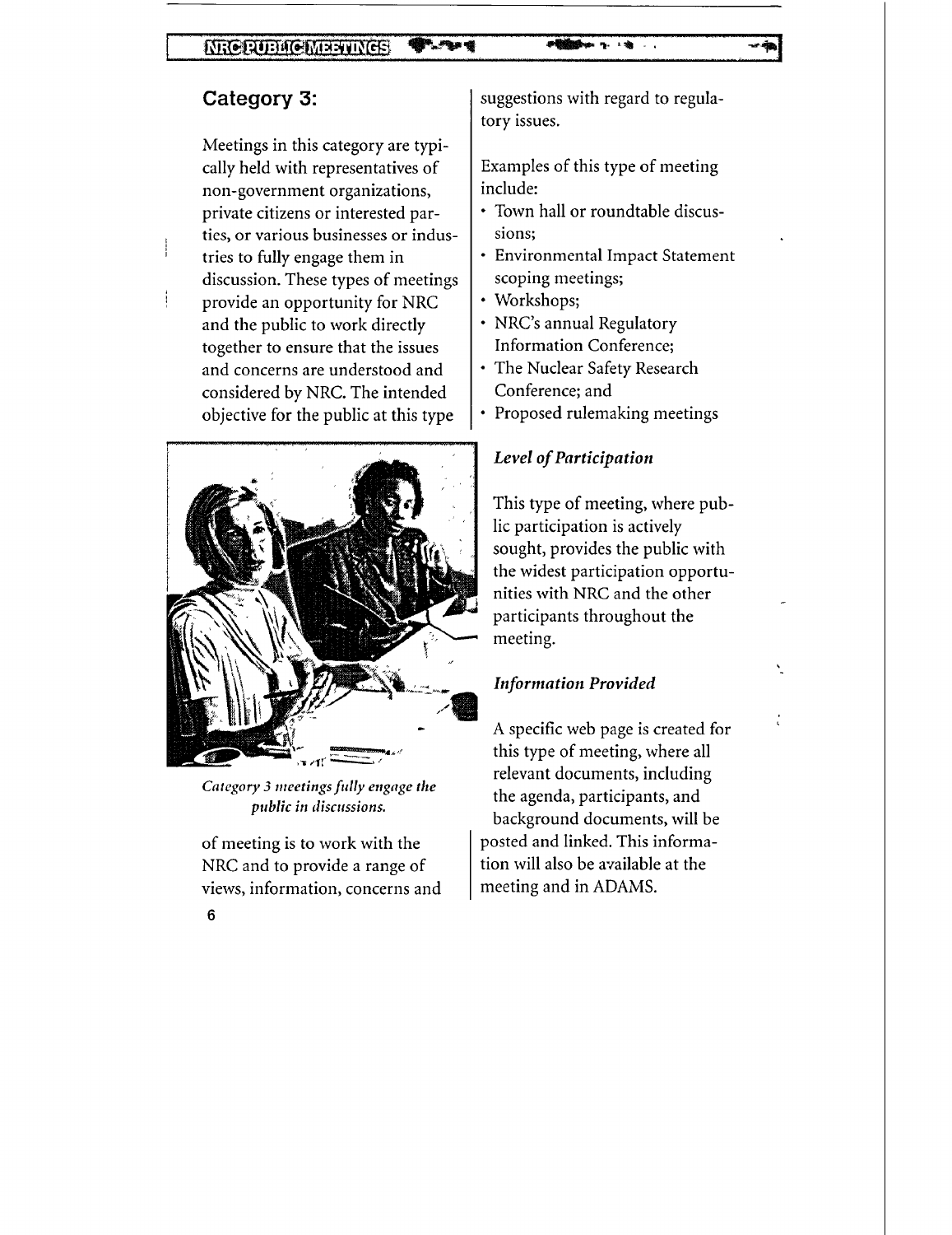## Category 3:

Meetings in this category are typically held with representatives of non-government organizations, private citizens or interested parties, or various businesses or industries to fully engage them in discussion. These types of meetings provide an opportunity for NRC and the public to work directly together to ensure that the issues and concerns are understood and considered by NRC. The intended objective for the public at this type of meeting is to work with the NRC and to provide a range of views, information, concerns and suggestions with regard to regulatory issues.

*Category 3 meetings fully engage the public in discussions.*

Examples of this type of meeting include:

- Town hall or roundtable discussions;
- Environmental Impact Statement scoping meetings;
- Workshops;
- NRC's annual Regulatory Information Conference;
- The Nuclear Safety Research Conference; and
- Proposed rulemaking meetings

### *Level of Participation*

This type of meeting, where public participation is actively sought, provides the public with the widest participation opportunities with NRC and the other participants throughout the meeting.

### *Information Provided*

A specific web page is created for this type of meeting, where all relevant documents, including the agenda, participants, and background documents, will be posted and linked. This information will also be available at the meeting and in ADAMS.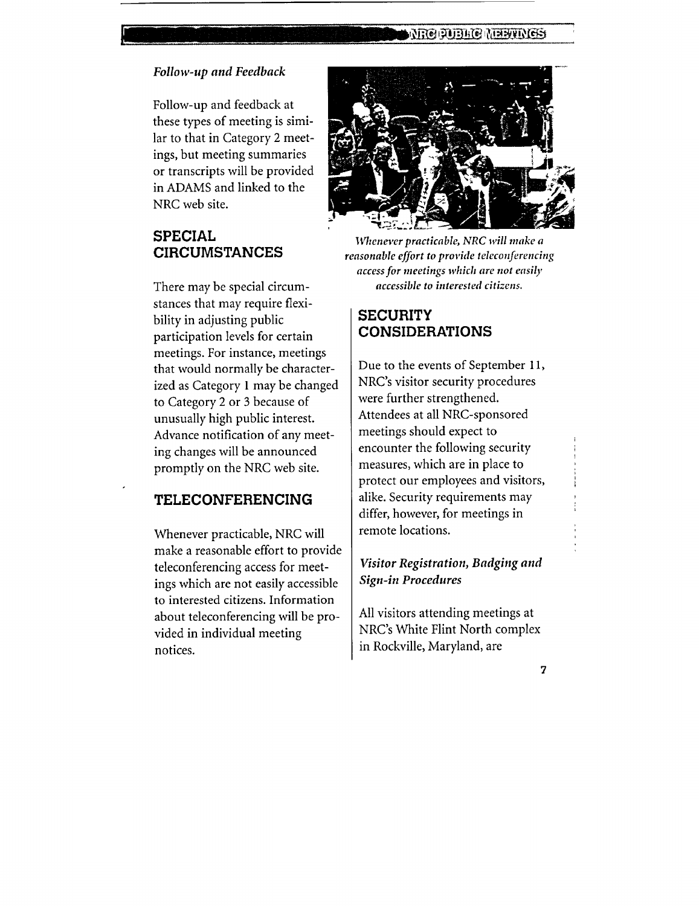*Follow-up and Feedback*

Follow-up and feedback at these types of meeting is similar to that in Category 2 meetings, but meeting summaries or transcripts will be provided in ADAMS and linked to the NRC web site.

## SPECIAL CIRCUMSTANCES

There may be special circumstances that may require flexibility in adjusting public participation levels for certain meetings. For instance, meetings that would normally be characterized as Category 1 may be changed to Category 2 or 3 because of unusually high public interest. Advance notification of any meeting changes will be announced promptly on the NRC web site.

## TELECONFERENCING

Whenever practicable, NRC will make a reasonable effort to provide teleconferencing access for meetings which are not easily accessible to interested citizens. Information about teleconferencing will be provided in individual meeting notices.

*Whenever practicable, NRC will make a reasonable effort to provide teleconferencing access for meetings which are not easily accessible to interested citizens.*

## SECURITY CONSIDERATIONS

Due to the events of September 11, NRC's visitor security procedures were further strengthened. Attendees at all NRC-sponsored meetings should expect to encounter the following security measures, which are in place to protect our employees and visitors, alike. Security requirements may differ, however, for meetings in remote locations.

*Visitor Registration, Badging and Sign-in Procedures*

All visitors attending meetings at NRC's White Flint North complex in Rockville, Maryland, are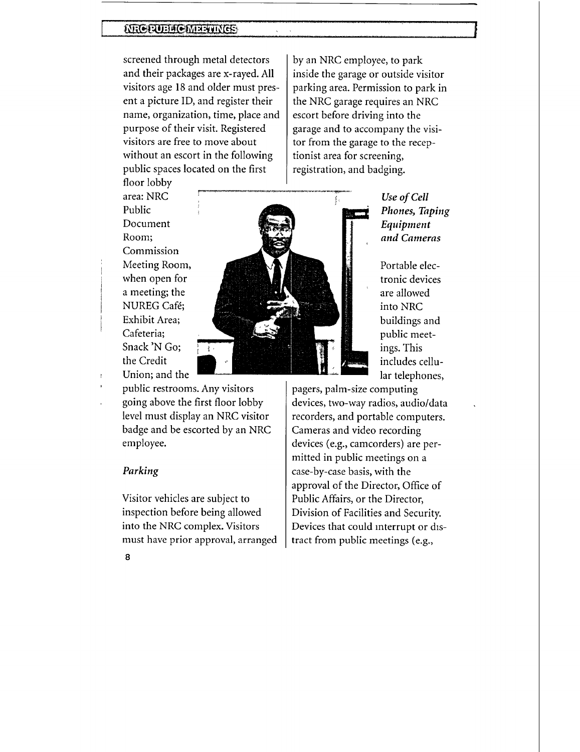screened through metal detectors and their packages are x-rayed. All visitors age 18 and older must present a picture ID, and register their name, organization, time, place and purpose of their visit. Registered visitors are free to move about without an escort in the following public spaces located on the first floor lobby area: NRC Public Document Room; Commission Meeting Room, when open for a meeting; the NUREG Café; Exhibit Area; Cafeteria; Snack 'N Go; the Credit Union; and the public restrooms. Any visitors going above the first floor lobby level must display an NRC visitor badge and be escorted by an NRC employee.

### *Parking*

Visitor vehicles are subject to inspection before being allowed into the NRC complex. Visitors must have prior approval, arranged by an NRC employee, to park inside the garage or outside visitor parking area. Permission to park in the NRC garage requires an NRC escort before driving into the garage and to accompany the visitor from the garage to the receptionist area for screening, registration, and badging.

### *Use of Cell Phones, Taping Equipment and Cameras*

Portable electronic devices are allowed into NRC buildings and public meetings. This includes cellular telephones, pagers, palm-size computing devices, two-way radios, audio/data recorders, and portable computers. Cameras and video recording devices (e.g., camcorders) are permitted in public meetings on a case-by-case basis, with the approval of the Director, Office of Public Affairs, or the Director, Division of Facilities and Security. Devices that could interrupt or distract from public meetings (e.g.,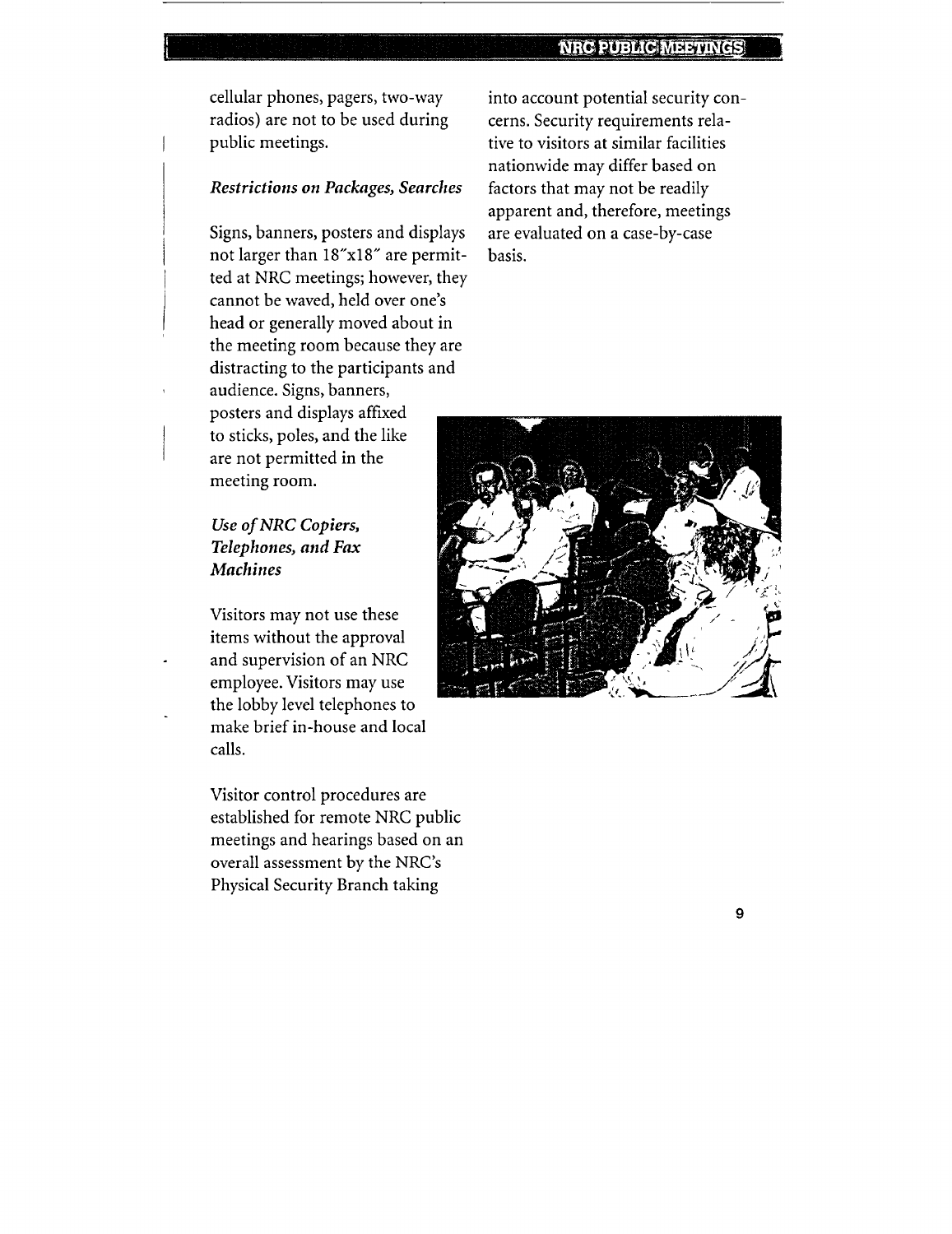cellular phones, pagers, two-way radios) are not to be used during public meetings.

*Restrictions on Packages, Searches*

Signs, banners, posters and displays not larger than 18″x18″ are permitted at NRC meetings; however, they cannot be waved, held over one's head or generally moved about in the meeting room because they are distracting to the participants and audience. Signs, banners, posters and displays affixed to sticks, poles, and the like are not permitted in the meeting room.

*Use of NRC Copiers, Telephones, and Fax Machines*

Visitors may not use these items without the approval and supervision of an NRC employee. Visitors may use the lobby level telephones to make brief in-house and local calls.

Visitor control procedures are established for remote NRC public meetings and hearings based on an overall assessment by the NRC's Physical Security Branch taking into account potential security concerns. Security requirements relative to visitors at similar facilities nationwide may differ based on factors that may not be readily apparent and, therefore, meetings are evaluated on a case-by-case basis.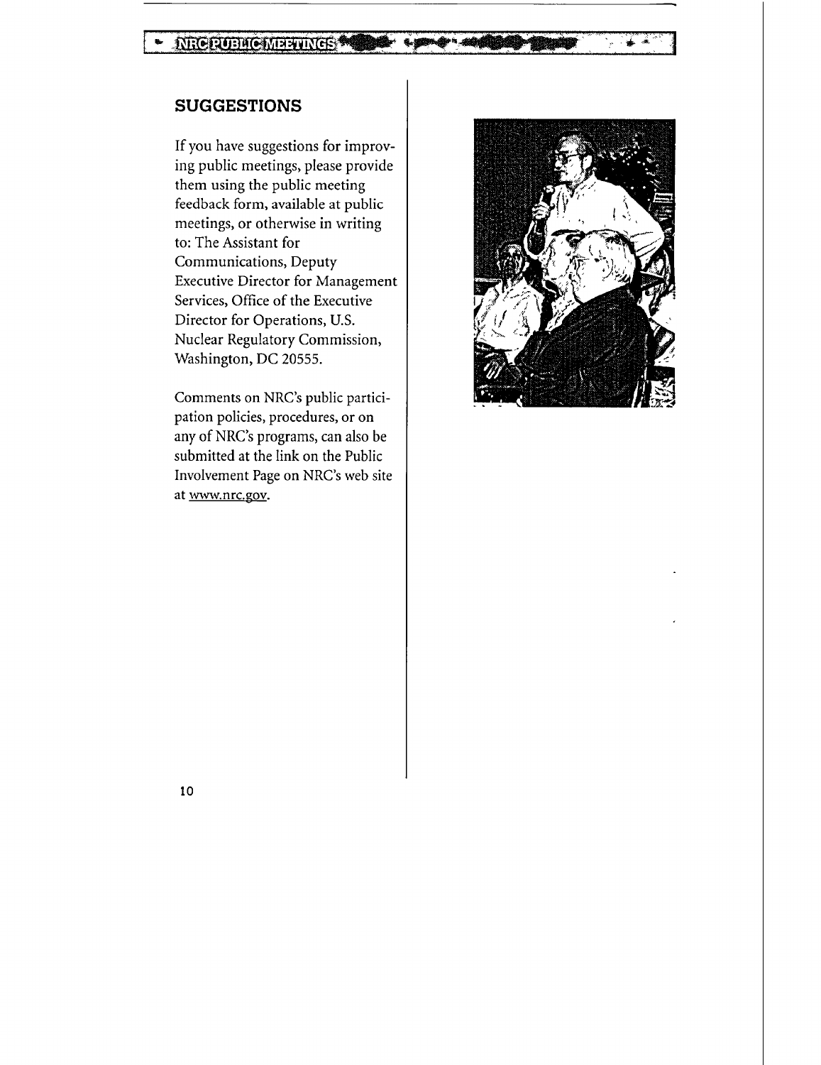## SUGGESTIONS

If you have suggestions for improving public meetings, please provide them using the public meeting feedback form, available at public meetings, or otherwise in writing to: The Assistant for Communications, Deputy Executive Director for Management Services, Office of the Executive Director for Operations, U.S. Nuclear Regulatory Commission, Washington, DC 20555.

Comments on NRC's public participation policies, procedures, or on any of NRC's programs, can also be submitted at the link on the Public Involvement Page on NRC's web site at www.nrc.gov.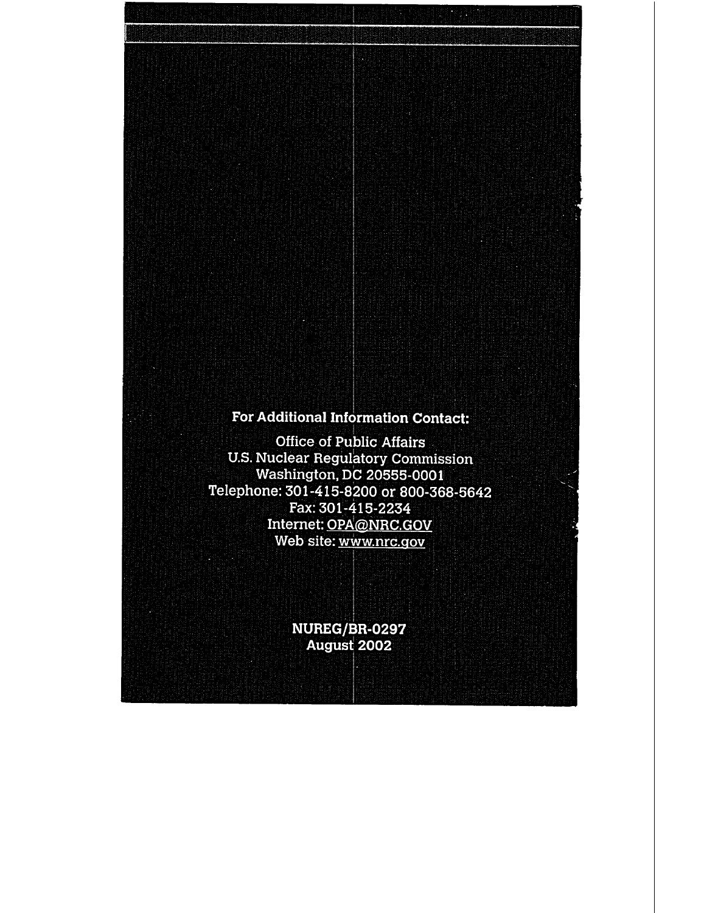**For Additional Information Contact:**

Office of Public Affairs
U.S. Nuclear Regulatory Commission
Washington, DC 20555-0001
Telephone: 301-415-8200 or 800-368-5642
Fax: 301-415-2234
Internet: OPA@NRC.GOV
Web site: www.nrc.gov

**NUREG/BR-0297**
**August 2002**